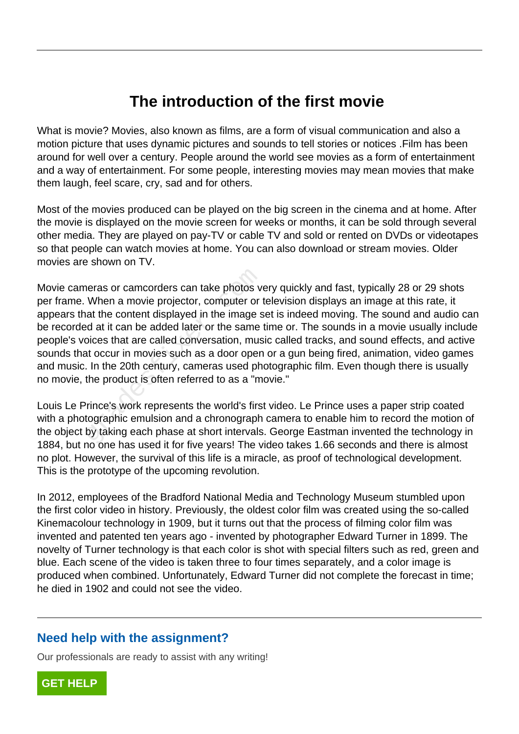# The introduction of the first movie

What is movie? Movies, also known as films, are a form of visual communication and also a motion picture that uses dynamic pictures and sounds to tell stories or notices .Film has been around for well over a century. People around the world see movies as a form of entertainment and a way of entertainment. For some people, interesting movies may mean movies that make them laugh, feel scare, cry, sad and for others.

Most of the movies produced can be played on the big screen in the cinema and at home. After the movie is displayed on the movie screen for weeks or months, it can be sold through several other media. They are played on pay-TV or cable TV and sold or rented on DVDs or videotapes so that people can watch movies at home. You can also download or stream movies. Older movies are shown on TV.

Movie cameras or camcorders can take photos very quickly and fast, typically 28 or 29 shots per frame. When a movie projector, computer or television displays an image at this rate, it appears that the content displayed in the image set is indeed moving. The sound and audio can be recorded at it can be added later or the same time or. The sounds in a movie usually include people's voices that are called conversation, music called tracks, and sound effects, and active sounds that occur in movies such as a door open or a gun being fired, animation, video games and music. In the 20th century, cameras used photographic film. Even though there is usually no movie, the product is often referred to as a "movie."

Louis Le Prince's work represents the world's first video. Le Prince uses a paper strip coated with a photographic emulsion and a chronograph camera to enable him to record the motion of the object by taking each phase at short intervals. George Eastman invented the technology in 1884, but no one has used it for five years! The video takes 1.66 seconds and there is almost no plot. However, the survival of this life is a miracle, as proof of technological development. This is the prototype of the upcoming revolution.

In 2012, employees of the Bradford National Media and Technology Museum stumbled upon the first color video in history. Previously, the oldest color film was created using the so-called Kinemacolour technology in 1909, but it turns out that the process of filming color film was invented and patented ten years ago - invented by photographer Edward Turner in 1899. The novelty of Turner technology is that each color is shot with special filters such as red, green and blue. Each scene of the video is taken three to four times separately, and a color image is produced when combined. Unfortunately, Edward Turner did not complete the forecast in time; he died in 1902 and could not see the video.

## Need help with the assignment?

Our professionals are ready to assist with any writing!

GET HELP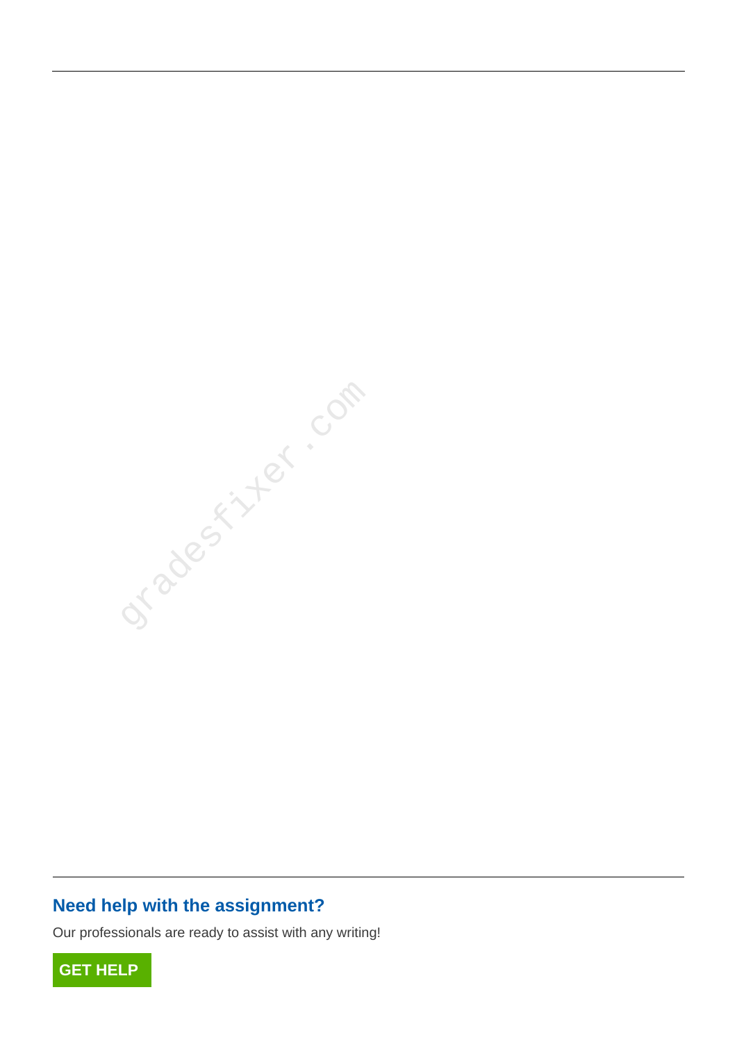## Need help with the assignment?

Our professionals are ready to assist with any writing!

GET HELP